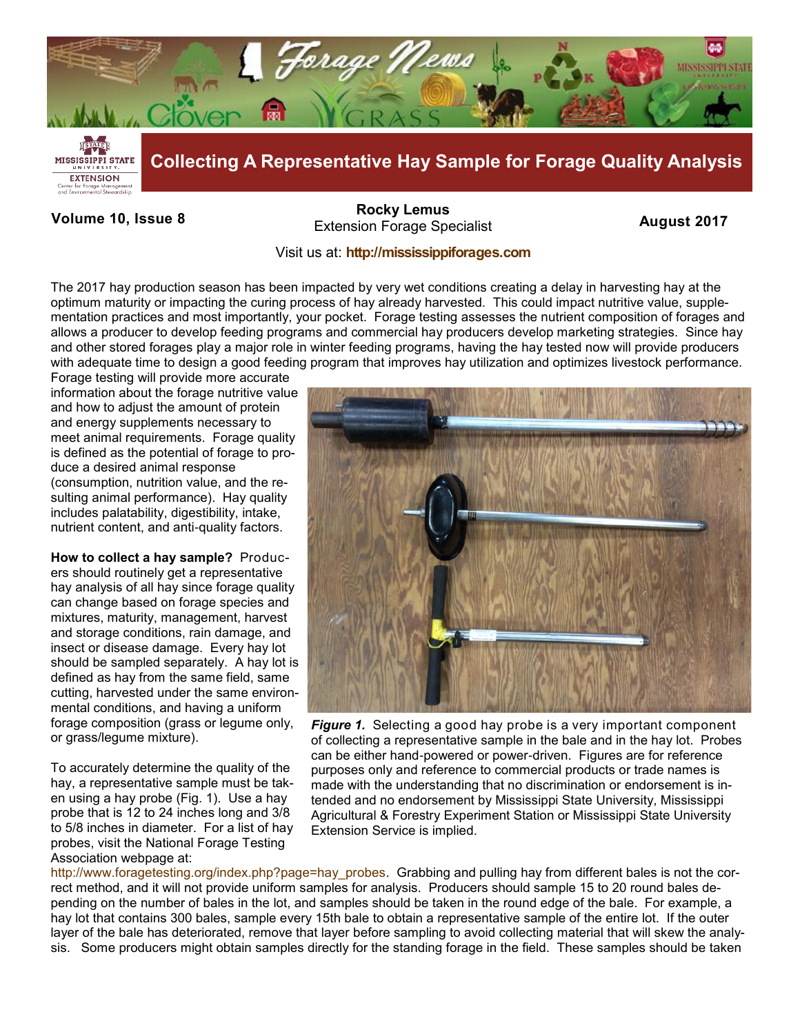# Forage News

## Collecting A Representative Hay Sample for Forage Quality Analysis

**Volume 10, Issue 8**

**Rocky Lemus**
Extension Forage Specialist

**August 2017**

Visit us at: **http://mississippiforages.com**

The 2017 hay production season has been impacted by very wet conditions creating a delay in harvesting hay at the optimum maturity or impacting the curing process of hay already harvested. This could impact nutritive value, supplementation practices and most importantly, your pocket. Forage testing assesses the nutrient composition of forages and allows a producer to develop feeding programs and commercial hay producers develop marketing strategies. Since hay and other stored forages play a major role in winter feeding programs, having the hay tested now will provide producers with adequate time to design a good feeding program that improves hay utilization and optimizes livestock performance. Forage testing will provide more accurate information about the forage nutritive value and how to adjust the amount of protein and energy supplements necessary to meet animal requirements. Forage quality is defined as the potential of forage to produce a desired animal response (consumption, nutrition value, and the resulting animal performance). Hay quality includes palatability, digestibility, intake, nutrient content, and anti-quality factors.

**How to collect a hay sample?** Producers should routinely get a representative hay analysis of all hay since forage quality can change based on forage species and mixtures, maturity, management, harvest and storage conditions, rain damage, and insect or disease damage. Every hay lot should be sampled separately. A hay lot is defined as hay from the same field, same cutting, harvested under the same environmental conditions, and having a uniform forage composition (grass or legume only, or grass/legume mixture).

To accurately determine the quality of the hay, a representative sample must be taken using a hay probe (Fig. 1). Use a hay probe that is 12 to 24 inches long and 3/8 to 5/8 inches in diameter. For a list of hay probes, visit the National Forage Testing Association webpage at: http://www.foragetesting.org/index.php?page=hay_probes. Grabbing and pulling hay from different bales is not the correct method, and it will not provide uniform samples for analysis. Producers should sample 15 to 20 round bales depending on the number of bales in the lot, and samples should be taken in the round edge of the bale. For example, a hay lot that contains 300 bales, sample every 15th bale to obtain a representative sample of the entire lot. If the outer layer of the bale has deteriorated, remove that layer before sampling to avoid collecting material that will skew the analysis. Some producers might obtain samples directly for the standing forage in the field. These samples should be taken

***Figure 1.*** Selecting a good hay probe is a very important component of collecting a representative sample in the bale and in the hay lot. Probes can be either hand-powered or power-driven. Figures are for reference purposes only and reference to commercial products or trade names is made with the understanding that no discrimination or endorsement is intended and no endorsement by Mississippi State University, Mississippi Agricultural & Forestry Experiment Station or Mississippi State University Extension Service is implied.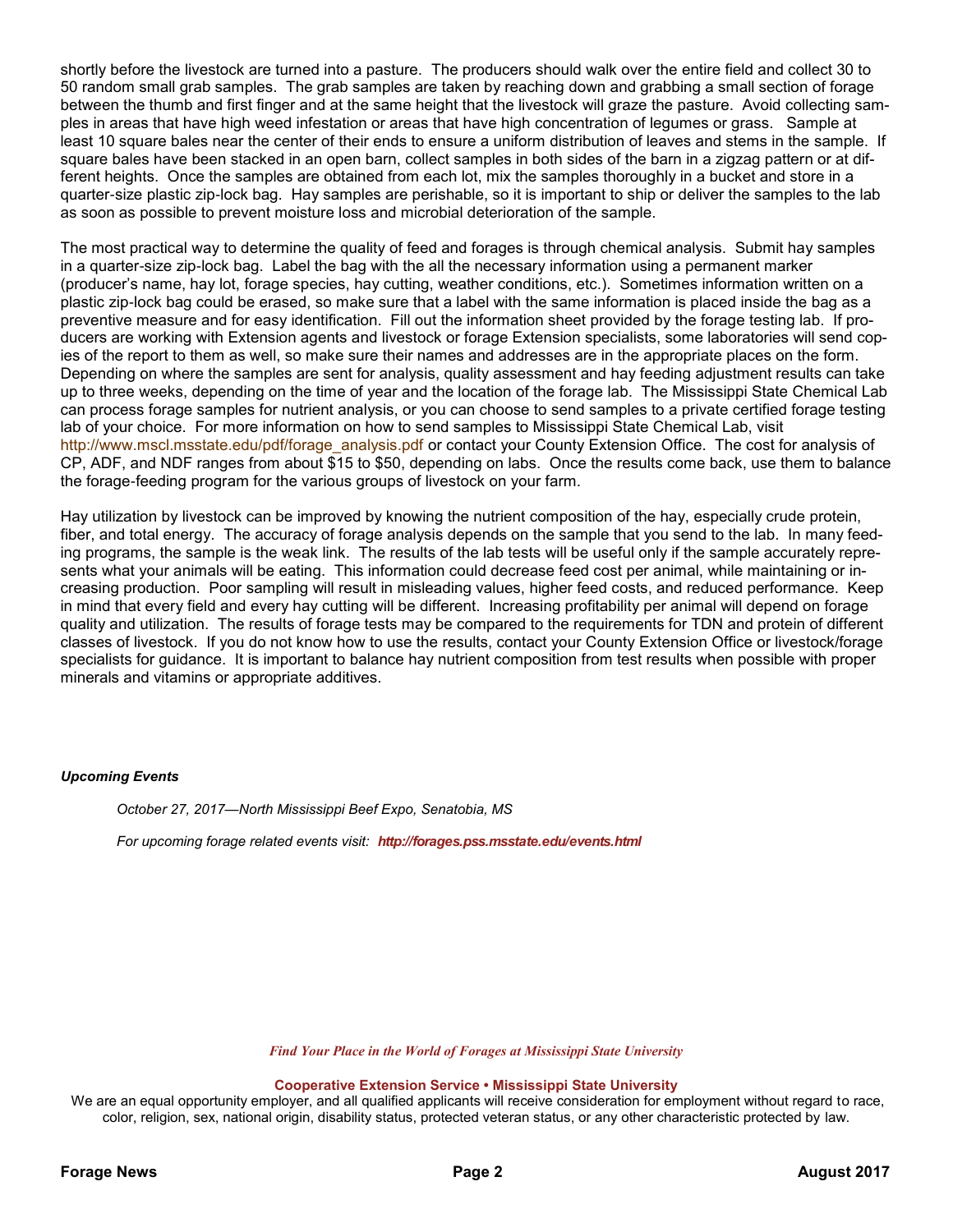shortly before the livestock are turned into a pasture. The producers should walk over the entire field and collect 30 to 50 random small grab samples. The grab samples are taken by reaching down and grabbing a small section of forage between the thumb and first finger and at the same height that the livestock will graze the pasture. Avoid collecting samples in areas that have high weed infestation or areas that have high concentration of legumes or grass. Sample at least 10 square bales near the center of their ends to ensure a uniform distribution of leaves and stems in the sample. If square bales have been stacked in an open barn, collect samples in both sides of the barn in a zigzag pattern or at different heights. Once the samples are obtained from each lot, mix the samples thoroughly in a bucket and store in a quarter-size plastic zip-lock bag. Hay samples are perishable, so it is important to ship or deliver the samples to the lab as soon as possible to prevent moisture loss and microbial deterioration of the sample.

The most practical way to determine the quality of feed and forages is through chemical analysis. Submit hay samples in a quarter-size zip-lock bag. Label the bag with the all the necessary information using a permanent marker (producer's name, hay lot, forage species, hay cutting, weather conditions, etc.). Sometimes information written on a plastic zip-lock bag could be erased, so make sure that a label with the same information is placed inside the bag as a preventive measure and for easy identification. Fill out the information sheet provided by the forage testing lab. If producers are working with Extension agents and livestock or forage Extension specialists, some laboratories will send copies of the report to them as well, so make sure their names and addresses are in the appropriate places on the form. Depending on where the samples are sent for analysis, quality assessment and hay feeding adjustment results can take up to three weeks, depending on the time of year and the location of the forage lab. The Mississippi State Chemical Lab can process forage samples for nutrient analysis, or you can choose to send samples to a private certified forage testing lab of your choice. For more information on how to send samples to Mississippi State Chemical Lab, visit http://www.mscl.msstate.edu/pdf/forage_analysis.pdf or contact your County Extension Office. The cost for analysis of CP, ADF, and NDF ranges from about $15 to $50, depending on labs. Once the results come back, use them to balance the forage-feeding program for the various groups of livestock on your farm.

Hay utilization by livestock can be improved by knowing the nutrient composition of the hay, especially crude protein, fiber, and total energy. The accuracy of forage analysis depends on the sample that you send to the lab. In many feeding programs, the sample is the weak link. The results of the lab tests will be useful only if the sample accurately represents what your animals will be eating. This information could decrease feed cost per animal, while maintaining or increasing production. Poor sampling will result in misleading values, higher feed costs, and reduced performance. Keep in mind that every field and every hay cutting will be different. Increasing profitability per animal will depend on forage quality and utilization. The results of forage tests may be compared to the requirements for TDN and protein of different classes of livestock. If you do not know how to use the results, contact your County Extension Office or livestock/forage specialists for guidance. It is important to balance hay nutrient composition from test results when possible with proper minerals and vitamins or appropriate additives.

***Upcoming Events***

*October 27, 2017—North Mississippi Beef Expo, Senatobia, MS*

*For upcoming forage related events visit:* ***http://forages.pss.msstate.edu/events.html***

*Find Your Place in the World of Forages at Mississippi State University*

**Cooperative Extension Service • Mississippi State University**

We are an equal opportunity employer, and all qualified applicants will receive consideration for employment without regard to race, color, religion, sex, national origin, disability status, protected veteran status, or any other characteristic protected by law.